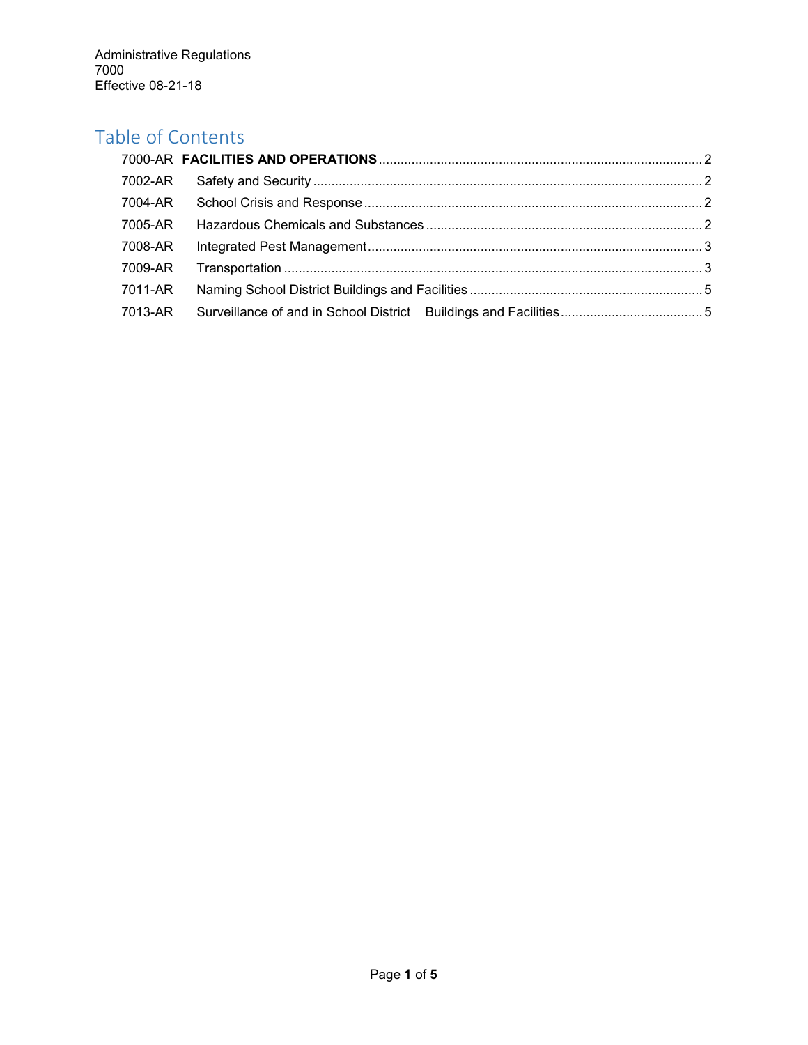Administrative Regulations
7000
Effective 08-21-18

# Table of Contents

| | | |
|---|---|---|
| 7000-AR | **FACILITIES AND OPERATIONS** | 2 |
| 7002-AR | Safety and Security | 2 |
| 7004-AR | School Crisis and Response | 2 |
| 7005-AR | Hazardous Chemicals and Substances | 2 |
| 7008-AR | Integrated Pest Management | 3 |
| 7009-AR | Transportation | 3 |
| 7011-AR | Naming School District Buildings and Facilities | 5 |
| 7013-AR | Surveillance of and in School District Buildings and Facilities | 5 |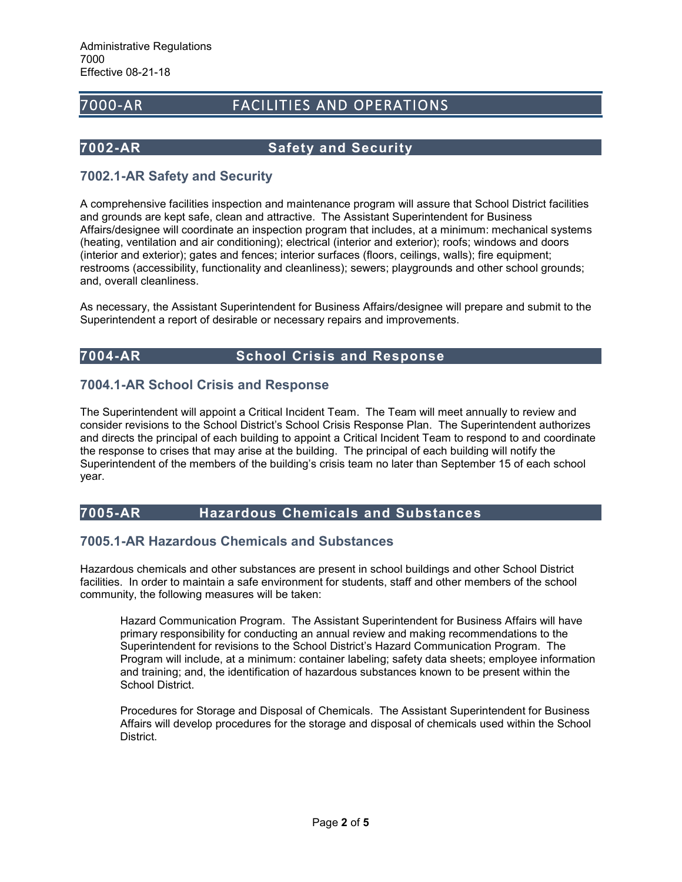Administrative Regulations
7000
Effective 08-21-18

# 7000-AR FACILITIES AND OPERATIONS

## 7002-AR Safety and Security

### 7002.1-AR Safety and Security

A comprehensive facilities inspection and maintenance program will assure that School District facilities and grounds are kept safe, clean and attractive. The Assistant Superintendent for Business Affairs/designee will coordinate an inspection program that includes, at a minimum: mechanical systems (heating, ventilation and air conditioning); electrical (interior and exterior); roofs; windows and doors (interior and exterior); gates and fences; interior surfaces (floors, ceilings, walls); fire equipment; restrooms (accessibility, functionality and cleanliness); sewers; playgrounds and other school grounds; and, overall cleanliness.

As necessary, the Assistant Superintendent for Business Affairs/designee will prepare and submit to the Superintendent a report of desirable or necessary repairs and improvements.

## 7004-AR School Crisis and Response

### 7004.1-AR School Crisis and Response

The Superintendent will appoint a Critical Incident Team. The Team will meet annually to review and consider revisions to the School District's School Crisis Response Plan. The Superintendent authorizes and directs the principal of each building to appoint a Critical Incident Team to respond to and coordinate the response to crises that may arise at the building. The principal of each building will notify the Superintendent of the members of the building's crisis team no later than September 15 of each school year.

## 7005-AR Hazardous Chemicals and Substances

### 7005.1-AR Hazardous Chemicals and Substances

Hazardous chemicals and other substances are present in school buildings and other School District facilities. In order to maintain a safe environment for students, staff and other members of the school community, the following measures will be taken:

Hazard Communication Program. The Assistant Superintendent for Business Affairs will have primary responsibility for conducting an annual review and making recommendations to the Superintendent for revisions to the School District's Hazard Communication Program. The Program will include, at a minimum: container labeling; safety data sheets; employee information and training; and, the identification of hazardous substances known to be present within the School District.

Procedures for Storage and Disposal of Chemicals. The Assistant Superintendent for Business Affairs will develop procedures for the storage and disposal of chemicals used within the School District.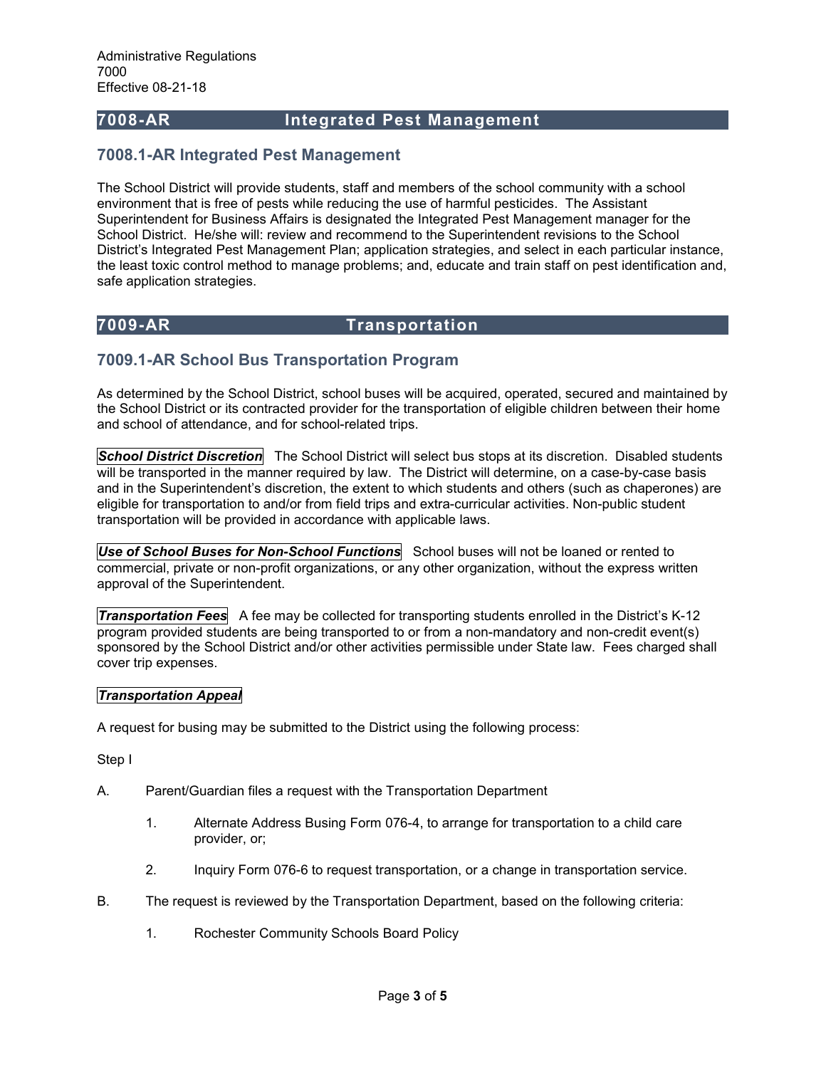Administrative Regulations
7000
Effective 08-21-18

## 7008-AR Integrated Pest Management

### 7008.1-AR Integrated Pest Management

The School District will provide students, staff and members of the school community with a school environment that is free of pests while reducing the use of harmful pesticides. The Assistant Superintendent for Business Affairs is designated the Integrated Pest Management manager for the School District. He/she will: review and recommend to the Superintendent revisions to the School District's Integrated Pest Management Plan; application strategies, and select in each particular instance, the least toxic control method to manage problems; and, educate and train staff on pest identification and, safe application strategies.

## 7009-AR Transportation

### 7009.1-AR School Bus Transportation Program

As determined by the School District, school buses will be acquired, operated, secured and maintained by the School District or its contracted provider for the transportation of eligible children between their home and school of attendance, and for school-related trips.

***School District Discretion*** The School District will select bus stops at its discretion. Disabled students will be transported in the manner required by law. The District will determine, on a case-by-case basis and in the Superintendent's discretion, the extent to which students and others (such as chaperones) are eligible for transportation to and/or from field trips and extra-curricular activities. Non-public student transportation will be provided in accordance with applicable laws.

***Use of School Buses for Non-School Functions*** School buses will not be loaned or rented to commercial, private or non-profit organizations, or any other organization, without the express written approval of the Superintendent.

***Transportation Fees*** A fee may be collected for transporting students enrolled in the District's K-12 program provided students are being transported to or from a non-mandatory and non-credit event(s) sponsored by the School District and/or other activities permissible under State law. Fees charged shall cover trip expenses.

***Transportation Appeal***

A request for busing may be submitted to the District using the following process:

Step I

A. Parent/Guardian files a request with the Transportation Department

   1. Alternate Address Busing Form 076-4, to arrange for transportation to a child care provider, or;

   2. Inquiry Form 076-6 to request transportation, or a change in transportation service.

B. The request is reviewed by the Transportation Department, based on the following criteria:

   1. Rochester Community Schools Board Policy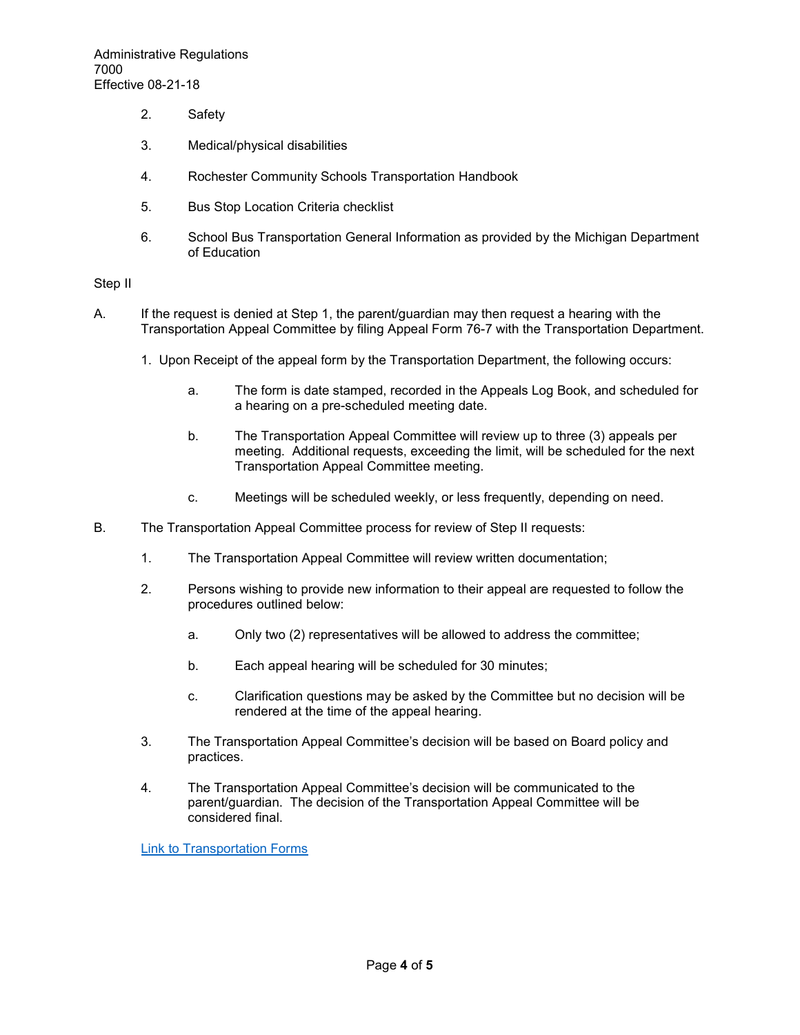2. Safety

3. Medical/physical disabilities

4. Rochester Community Schools Transportation Handbook

5. Bus Stop Location Criteria checklist

6. School Bus Transportation General Information as provided by the Michigan Department of Education

Step II

A. If the request is denied at Step 1, the parent/guardian may then request a hearing with the Transportation Appeal Committee by filing Appeal Form 76-7 with the Transportation Department.

   1. Upon Receipt of the appeal form by the Transportation Department, the following occurs:

      a. The form is date stamped, recorded in the Appeals Log Book, and scheduled for a hearing on a pre-scheduled meeting date.

      b. The Transportation Appeal Committee will review up to three (3) appeals per meeting. Additional requests, exceeding the limit, will be scheduled for the next Transportation Appeal Committee meeting.

      c. Meetings will be scheduled weekly, or less frequently, depending on need.

B. The Transportation Appeal Committee process for review of Step II requests:

   1. The Transportation Appeal Committee will review written documentation;

   2. Persons wishing to provide new information to their appeal are requested to follow the procedures outlined below:

      a. Only two (2) representatives will be allowed to address the committee;

      b. Each appeal hearing will be scheduled for 30 minutes;

      c. Clarification questions may be asked by the Committee but no decision will be rendered at the time of the appeal hearing.

   3. The Transportation Appeal Committee's decision will be based on Board policy and practices.

   4. The Transportation Appeal Committee's decision will be communicated to the parent/guardian. The decision of the Transportation Appeal Committee will be considered final.

Link to Transportation Forms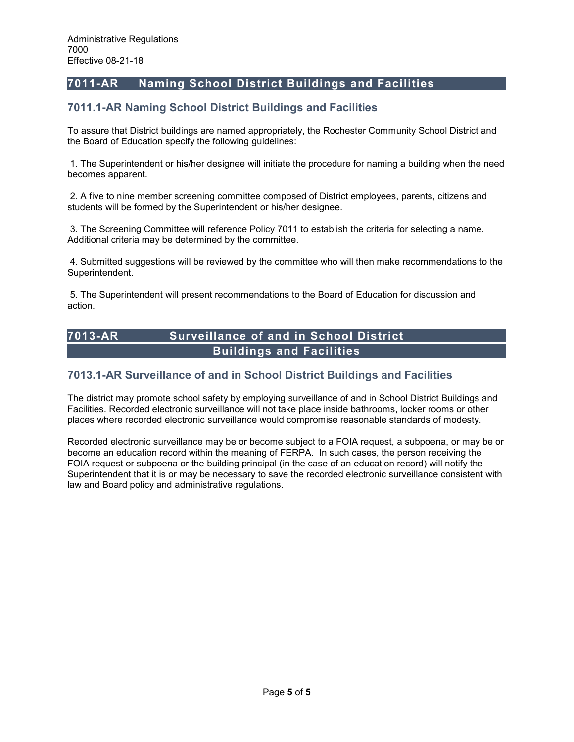Administrative Regulations
7000
Effective 08-21-18

# 7011-AR Naming School District Buildings and Facilities

## 7011.1-AR Naming School District Buildings and Facilities

To assure that District buildings are named appropriately, the Rochester Community School District and the Board of Education specify the following guidelines:

1. The Superintendent or his/her designee will initiate the procedure for naming a building when the need becomes apparent.

2. A five to nine member screening committee composed of District employees, parents, citizens and students will be formed by the Superintendent or his/her designee.

3. The Screening Committee will reference Policy 7011 to establish the criteria for selecting a name. Additional criteria may be determined by the committee.

4. Submitted suggestions will be reviewed by the committee who will then make recommendations to the Superintendent.

5. The Superintendent will present recommendations to the Board of Education for discussion and action.

# 7013-AR Surveillance of and in School District Buildings and Facilities

## 7013.1-AR Surveillance of and in School District Buildings and Facilities

The district may promote school safety by employing surveillance of and in School District Buildings and Facilities. Recorded electronic surveillance will not take place inside bathrooms, locker rooms or other places where recorded electronic surveillance would compromise reasonable standards of modesty.

Recorded electronic surveillance may be or become subject to a FOIA request, a subpoena, or may be or become an education record within the meaning of FERPA. In such cases, the person receiving the FOIA request or subpoena or the building principal (in the case of an education record) will notify the Superintendent that it is or may be necessary to save the recorded electronic surveillance consistent with law and Board policy and administrative regulations.